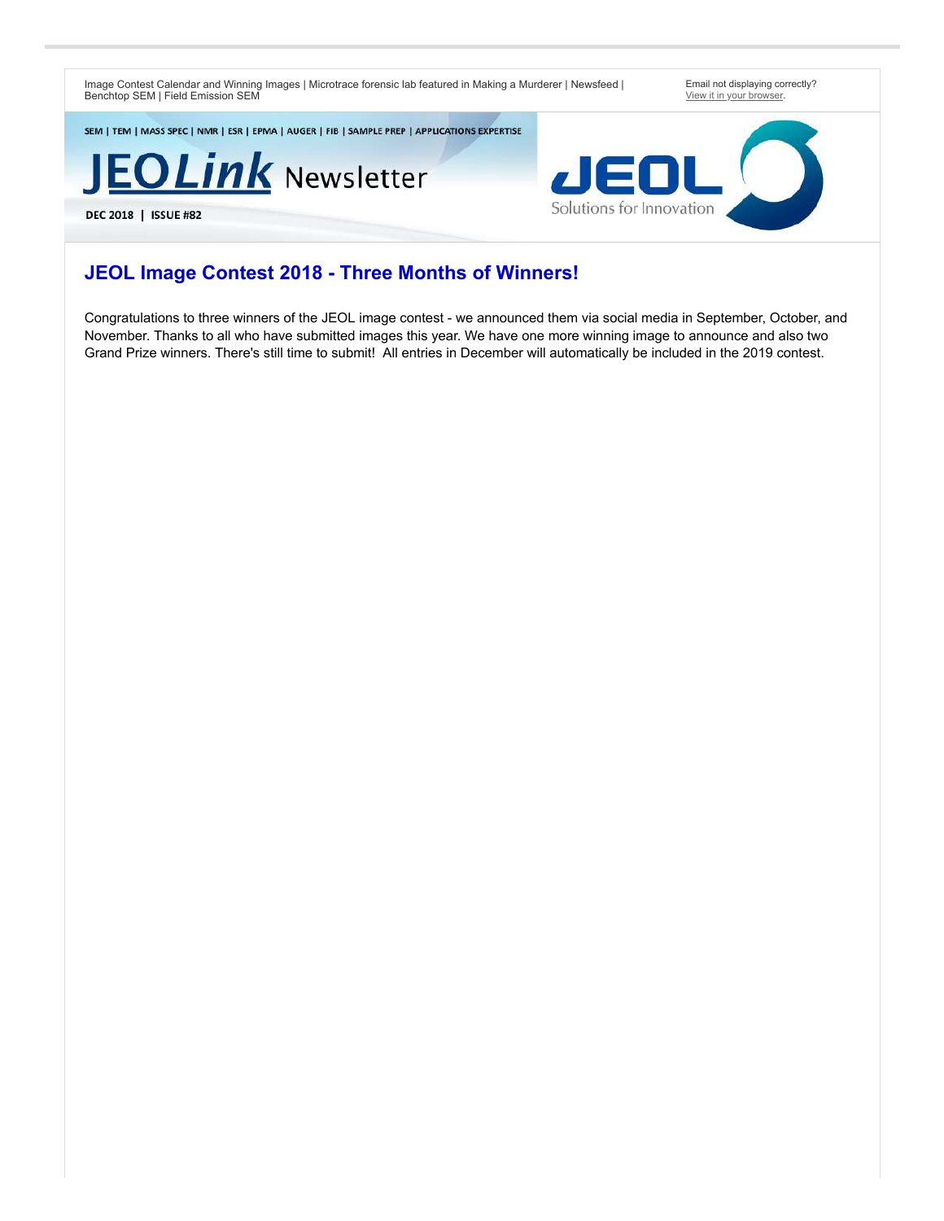Image Contest Calendar and Winning Images | Microtrace forensic lab featured in Making a Murderer | Newsfeed | Benchtop SEM | Field Emission SEM

Email not displaying correctly?
View it in your browser.

SEM | TEM | MASS SPEC | NMR | ESR | EPMA | AUGER | FIB | SAMPLE PREP | APPLICATIONS EXPERTISE

# JEOLink Newsletter

DEC 2018 | ISSUE #82

JEOL
Solutions for Innovation

## JEOL Image Contest 2018 - Three Months of Winners!

Congratulations to three winners of the JEOL image contest - we announced them via social media in September, October, and November. Thanks to all who have submitted images this year. We have one more winning image to announce and also two Grand Prize winners. There's still time to submit! All entries in December will automatically be included in the 2019 contest.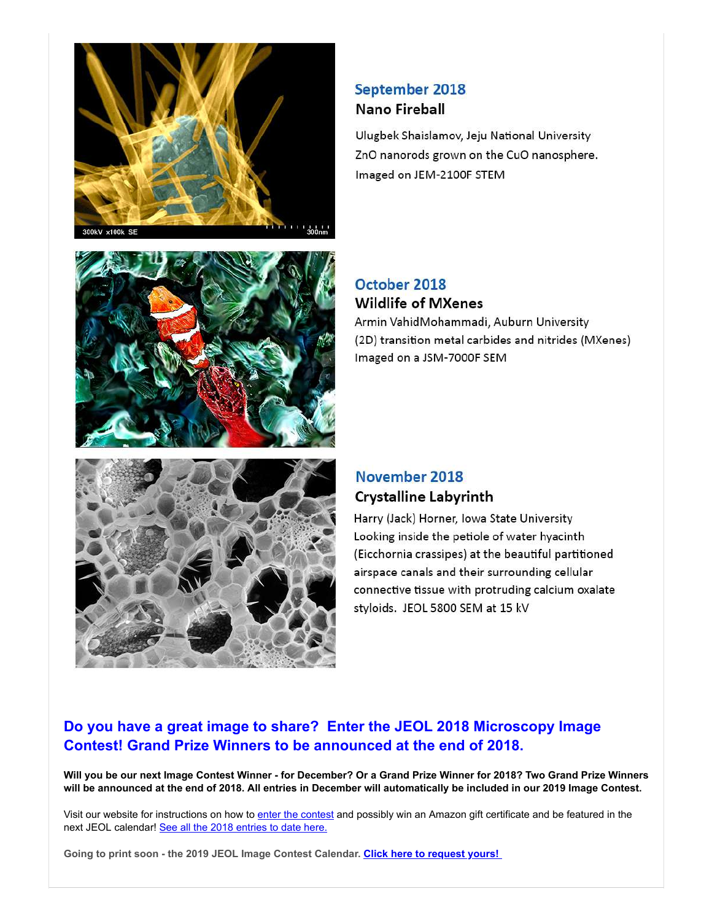## September 2018

### Nano Fireball

Ulugbek Shaislamov, Jeju National University
ZnO nanorods grown on the CuO nanosphere.
Imaged on JEM-2100F STEM

## October 2018

### Wildlife of MXenes

Armin VahidMohammadi, Auburn University
(2D) transition metal carbides and nitrides (MXenes)
Imaged on a JSM-7000F SEM

## November 2018

### Crystalline Labyrinth

Harry (Jack) Horner, Iowa State University
Looking inside the petiole of water hyacinth (Eicchornia crassipes) at the beautiful partitioned airspace canals and their surrounding cellular connective tissue with protruding calcium oxalate styloids. JEOL 5800 SEM at 15 kV

## Do you have a great image to share? Enter the JEOL 2018 Microscopy Image Contest! Grand Prize Winners to be announced at the end of 2018.

**Will you be our next Image Contest Winner - for December? Or a Grand Prize Winner for 2018? Two Grand Prize Winners will be announced at the end of 2018. All entries in December will automatically be included in our 2019 Image Contest.**

Visit our website for instructions on how to enter the contest and possibly win an Amazon gift certificate and be featured in the next JEOL calendar! See all the 2018 entries to date here.

**Going to print soon - the 2019 JEOL Image Contest Calendar. Click here to request yours!**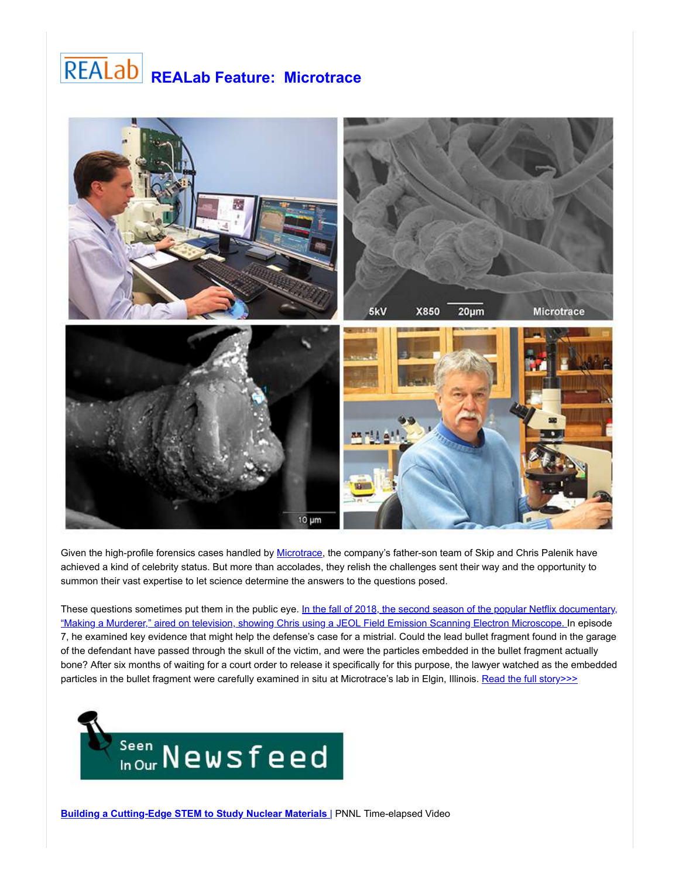# REALab Feature: Microtrace

Given the high-profile forensics cases handled by Microtrace, the company's father-son team of Skip and Chris Palenik have achieved a kind of celebrity status. But more than accolades, they relish the challenges sent their way and the opportunity to summon their vast expertise to let science determine the answers to the questions posed.

These questions sometimes put them in the public eye. In the fall of 2018, the second season of the popular Netflix documentary, "Making a Murderer," aired on television, showing Chris using a JEOL Field Emission Scanning Electron Microscope. In episode 7, he examined key evidence that might help the defense's case for a mistrial. Could the lead bullet fragment found in the garage of the defendant have passed through the skull of the victim, and were the particles embedded in the bullet fragment actually bone? After six months of waiting for a court order to release it specifically for this purpose, the lawyer watched as the embedded particles in the bullet fragment were carefully examined in situ at Microtrace's lab in Elgin, Illinois. Read the full story>>>

**Building a Cutting-Edge STEM to Study Nuclear Materials** | PNNL Time-elapsed Video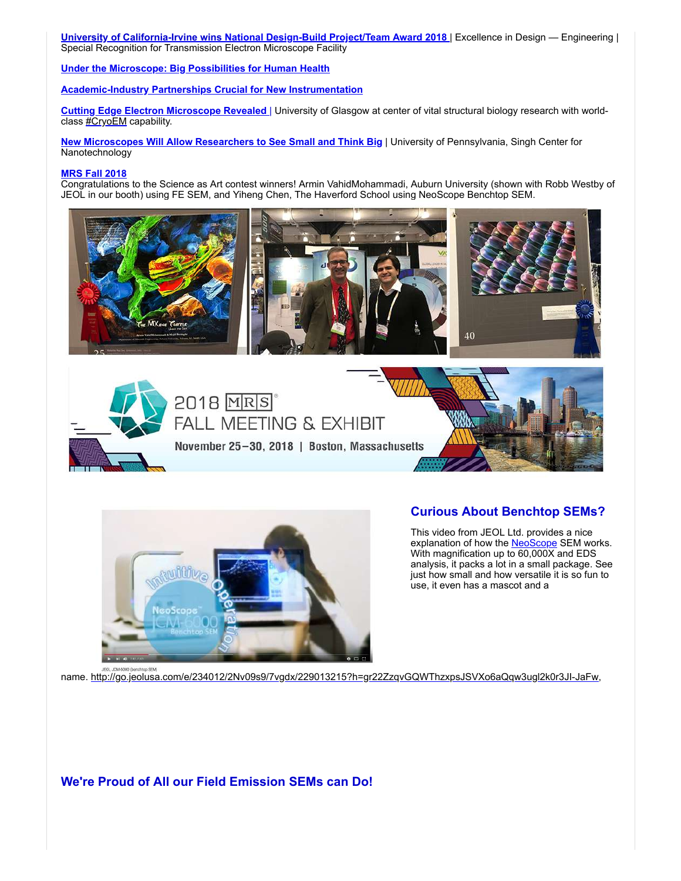**University of California-Irvine wins National Design-Build Project/Team Award 2018** | Excellence in Design — Engineering | Special Recognition for Transmission Electron Microscope Facility

**Under the Microscope: Big Possibilities for Human Health**

**Academic-Industry Partnerships Crucial for New Instrumentation**

**Cutting Edge Electron Microscope Revealed** | University of Glasgow at center of vital structural biology research with world-class #CryoEM capability.

**New Microscopes Will Allow Researchers to See Small and Think Big** | University of Pennsylvania, Singh Center for Nanotechnology

**MRS Fall 2018**

Congratulations to the Science as Art contest winners! Armin VahidMohammadi, Auburn University (shown with Robb Westby of JEOL in our booth) using FE SEM, and Yiheng Chen, The Haverford School using NeoScope Benchtop SEM.

2018 MRS FALL MEETING & EXHIBIT

November 25–30, 2018 | Boston, Massachusetts

## Curious About Benchtop SEMs?

This video from JEOL Ltd. provides a nice explanation of how the NeoScope SEM works. With magnification up to 60,000X and EDS analysis, it packs a lot in a small package. See just how small and how versatile it is so fun to use, it even has a mascot and a name. http://go.jeolusa.com/e/234012/2Nv09s9/7vgdx/229013215?h=gr22ZzqvGQWThzxpsJSVXo6aQqw3ugl2k0r3Jl-JaFw,

## We're Proud of All our Field Emission SEMs can Do!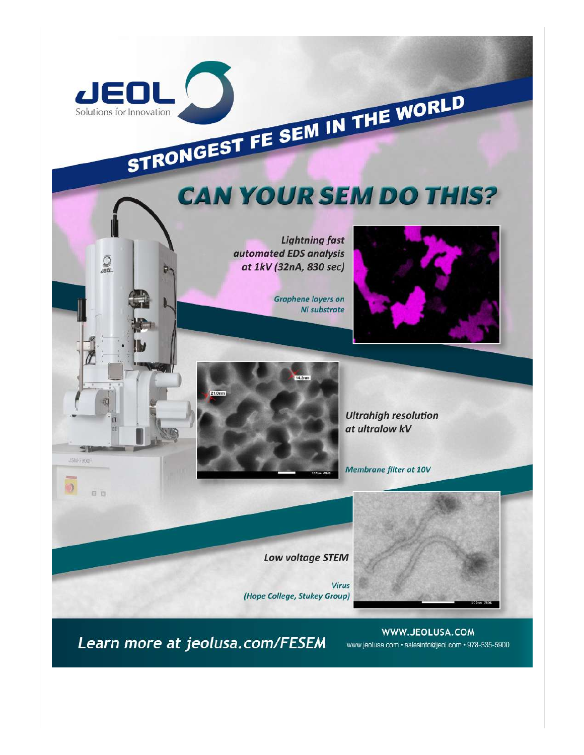JEOL

Solutions for Innovation

# STRONGEST FE SEM IN THE WORLD

## CAN YOUR SEM DO THIS?

*Lightning fast automated EDS analysis at 1kV (32nA, 830 sec)*

*Graphene layers on Ni substrate*

*Ultrahigh resolution at ultralow kV*

*Membrane filter at 10V*

*Low voltage STEM*

*Virus (Hope College, Stukey Group)*

*Learn more at jeolusa.com/FESEM*

**WWW.JEOLUSA.COM**

www.jeolusa.com • salesinfo@jeol.com • 978-535-5900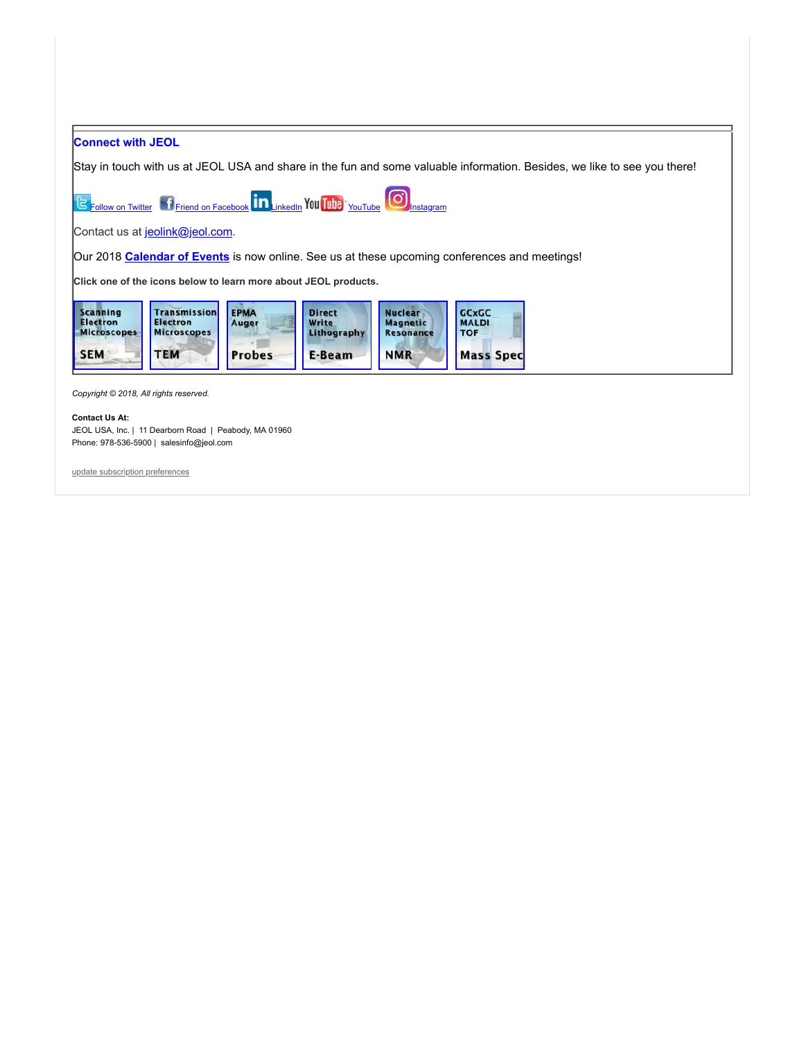**Connect with JEOL**

Stay in touch with us at JEOL USA and share in the fun and some valuable information. Besides, we like to see you there!

Follow on Twitter Friend on Facebook LinkedIn YouTube Instagram

Contact us at jeolink@jeol.com.

Our 2018 **Calendar of Events** is now online. See us at these upcoming conferences and meetings!

**Click one of the icons below to learn more about JEOL products.**

Scanning Electron Microscopes SEM | Transmission Electron Microscopes TEM | EPMA Auger Probes | Direct Write Lithography E-Beam | Nuclear Magnetic Resonance NMR | GCxGC MALDI TOF Mass Spec

*Copyright © 2018, All rights reserved.*

**Contact Us At:**
JEOL USA, Inc. | 11 Dearborn Road | Peabody, MA 01960
Phone: 978-536-5900 | salesinfo@jeol.com

update subscription preferences